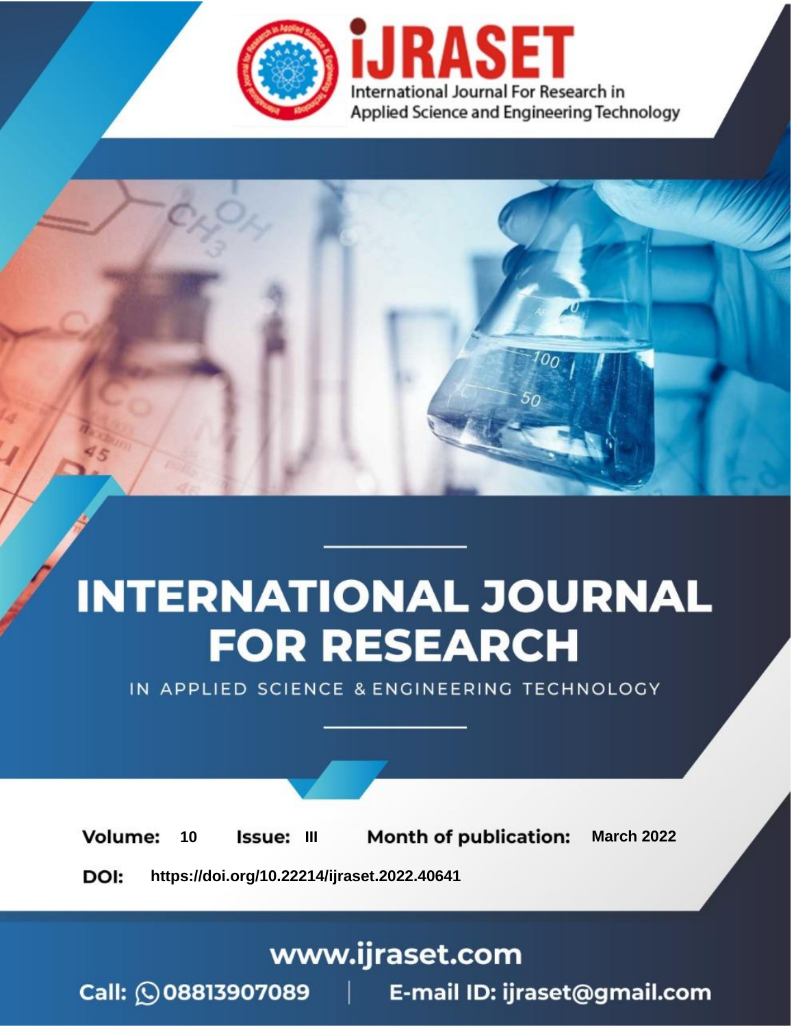iJRASET

International Journal For Research in Applied Science and Engineering Technology

# INTERNATIONAL JOURNAL FOR RESEARCH

IN APPLIED SCIENCE & ENGINEERING TECHNOLOGY

**Volume:** 10 **Issue:** III **Month of publication:** March 2022

**DOI:** https://doi.org/10.22214/ijraset.2022.40641

www.ijraset.com

Call: 08813907089 | E-mail ID: ijraset@gmail.com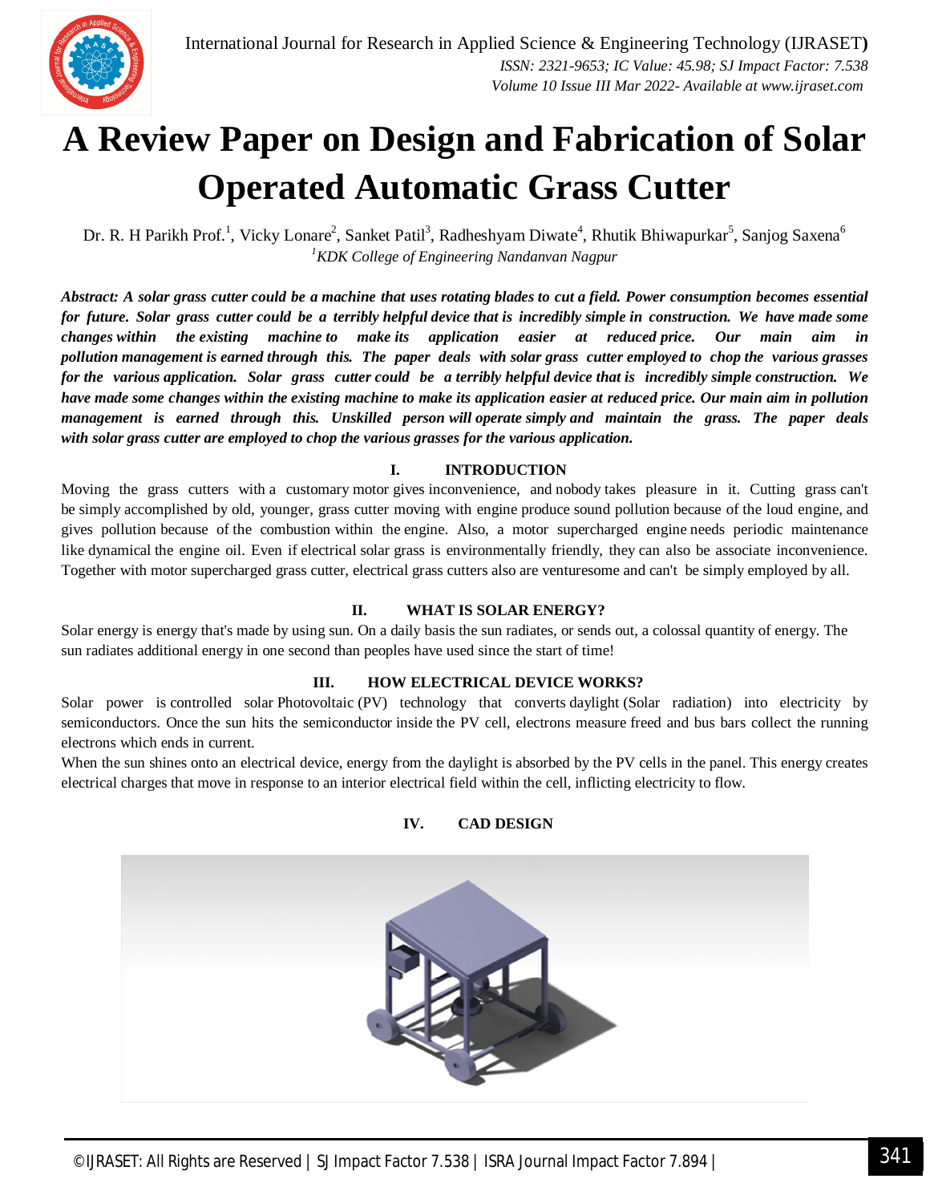# A Review Paper on Design and Fabrication of Solar Operated Automatic Grass Cutter

Dr. R. H Parikh Prof.[1], Vicky Lonare[2], Sanket Patil[3], Radheshyam Diwate[4], Rhutik Bhiwapurkar[5], Sanjog Saxena[6]

[1]*KDK College of Engineering Nandanvan Nagpur*

***Abstract: A solar grass cutter could be a machine that uses rotating blades to cut a field. Power consumption becomes essential for future. Solar grass cutter could be a terribly helpful device that is incredibly simple in construction. We have made some changes within the existing machine to make its application easier at reduced price. Our main aim in pollution management is earned through this. The paper deals with solar grass cutter employed to chop the various grasses for the various application. Solar grass cutter could be a terribly helpful device that is incredibly simple construction. We have made some changes within the existing machine to make its application easier at reduced price. Our main aim in pollution management is earned through this. Unskilled person will operate simply and maintain the grass. The paper deals with solar grass cutter are employed to chop the various grasses for the various application.***

## I. INTRODUCTION

Moving the grass cutters with a customary motor gives inconvenience, and nobody takes pleasure in it. Cutting grass can't be simply accomplished by old, younger, grass cutter moving with engine produce sound pollution because of the loud engine, and gives pollution because of the combustion within the engine. Also, a motor supercharged engine needs periodic maintenance like dynamical the engine oil. Even if electrical solar grass is environmentally friendly, they can also be associate inconvenience. Together with motor supercharged grass cutter, electrical grass cutters also are venturesome and can't be simply employed by all.

## II. WHAT IS SOLAR ENERGY?

Solar energy is energy that's made by using sun. On a daily basis the sun radiates, or sends out, a colossal quantity of energy. The sun radiates additional energy in one second than peoples have used since the start of time!

## III. HOW ELECTRICAL DEVICE WORKS?

Solar power is controlled solar Photovoltaic (PV) technology that converts daylight (Solar radiation) into electricity by semiconductors. Once the sun hits the semiconductor inside the PV cell, electrons measure freed and bus bars collect the running electrons which ends in current.

When the sun shines onto an electrical device, energy from the daylight is absorbed by the PV cells in the panel. This energy creates electrical charges that move in response to an interior electrical field within the cell, inflicting electricity to flow.

## IV. CAD DESIGN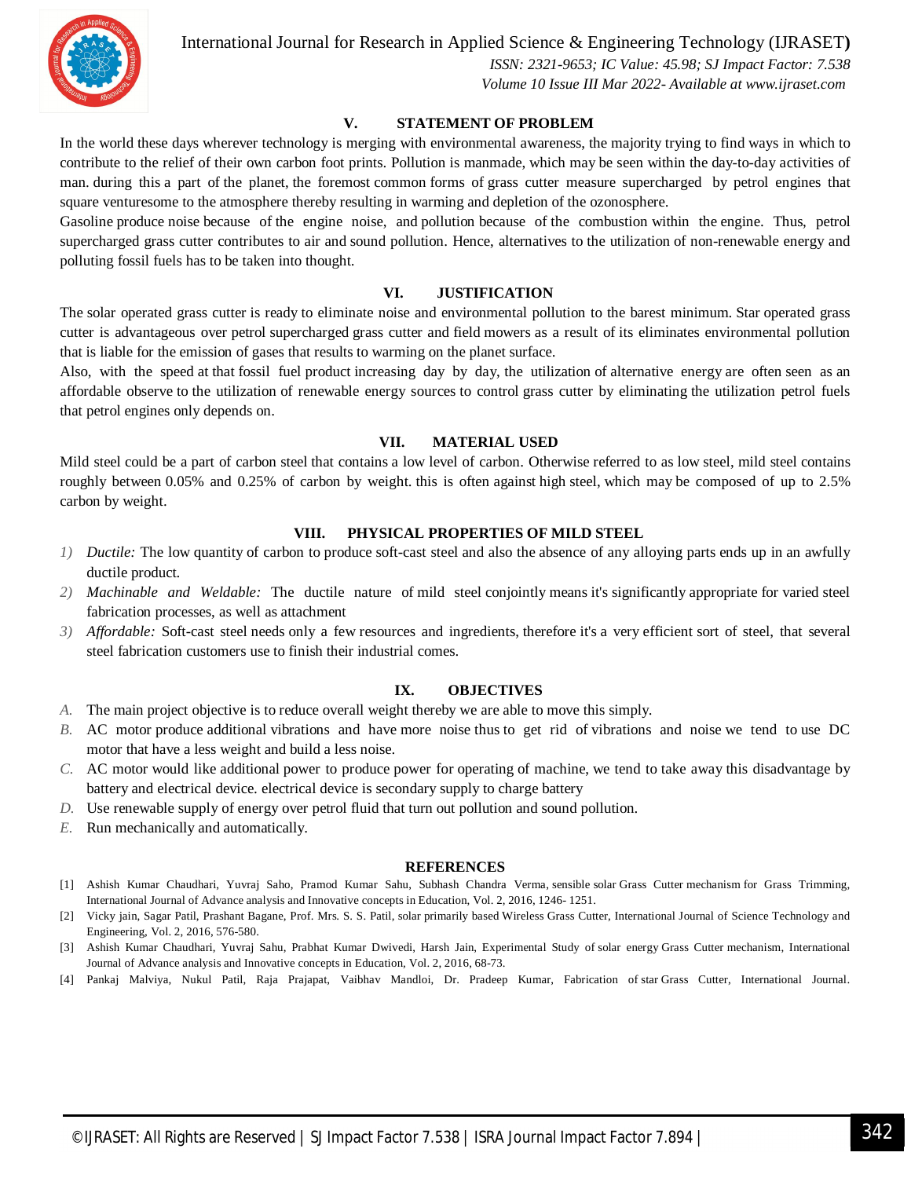## V. STATEMENT OF PROBLEM

In the world these days wherever technology is merging with environmental awareness, the majority trying to find ways in which to contribute to the relief of their own carbon foot prints. Pollution is manmade, which may be seen within the day-to-day activities of man. during this a part of the planet, the foremost common forms of grass cutter measure supercharged by petrol engines that square venturesome to the atmosphere thereby resulting in warming and depletion of the ozonosphere.

Gasoline produce noise because of the engine noise, and pollution because of the combustion within the engine. Thus, petrol supercharged grass cutter contributes to air and sound pollution. Hence, alternatives to the utilization of non-renewable energy and polluting fossil fuels has to be taken into thought.

## VI. JUSTIFICATION

The solar operated grass cutter is ready to eliminate noise and environmental pollution to the barest minimum. Star operated grass cutter is advantageous over petrol supercharged grass cutter and field mowers as a result of its eliminates environmental pollution that is liable for the emission of gases that results to warming on the planet surface.

Also, with the speed at that fossil fuel product increasing day by day, the utilization of alternative energy are often seen as an affordable observe to the utilization of renewable energy sources to control grass cutter by eliminating the utilization petrol fuels that petrol engines only depends on.

## VII. MATERIAL USED

Mild steel could be a part of carbon steel that contains a low level of carbon. Otherwise referred to as low steel, mild steel contains roughly between 0.05% and 0.25% of carbon by weight. this is often against high steel, which may be composed of up to 2.5% carbon by weight.

## VIII. PHYSICAL PROPERTIES OF MILD STEEL

1) *Ductile:* The low quantity of carbon to produce soft-cast steel and also the absence of any alloying parts ends up in an awfully ductile product.
2) *Machinable and Weldable:* The ductile nature of mild steel conjointly means it's significantly appropriate for varied steel fabrication processes, as well as attachment
3) *Affordable:* Soft-cast steel needs only a few resources and ingredients, therefore it's a very efficient sort of steel, that several steel fabrication customers use to finish their industrial comes.

## IX. OBJECTIVES

A. The main project objective is to reduce overall weight thereby we are able to move this simply.
B. AC motor produce additional vibrations and have more noise thus to get rid of vibrations and noise we tend to use DC motor that have a less weight and build a less noise.
C. AC motor would like additional power to produce power for operating of machine, we tend to take away this disadvantage by battery and electrical device. electrical device is secondary supply to charge battery
D. Use renewable supply of energy over petrol fluid that turn out pollution and sound pollution.
E. Run mechanically and automatically.

## REFERENCES

[1] Ashish Kumar Chaudhari, Yuvraj Saho, Pramod Kumar Sahu, Subhash Chandra Verma, sensible solar Grass Cutter mechanism for Grass Trimming, International Journal of Advance analysis and Innovative concepts in Education, Vol. 2, 2016, 1246- 1251.

[2] Vicky jain, Sagar Patil, Prashant Bagane, Prof. Mrs. S. S. Patil, solar primarily based Wireless Grass Cutter, International Journal of Science Technology and Engineering, Vol. 2, 2016, 576-580.

[3] Ashish Kumar Chaudhari, Yuvraj Sahu, Prabhat Kumar Dwivedi, Harsh Jain, Experimental Study of solar energy Grass Cutter mechanism, International Journal of Advance analysis and Innovative concepts in Education, Vol. 2, 2016, 68-73.

[4] Pankaj Malviya, Nukul Patil, Raja Prajapat, Vaibhav Mandloi, Dr. Pradeep Kumar, Fabrication of star Grass Cutter, International Journal.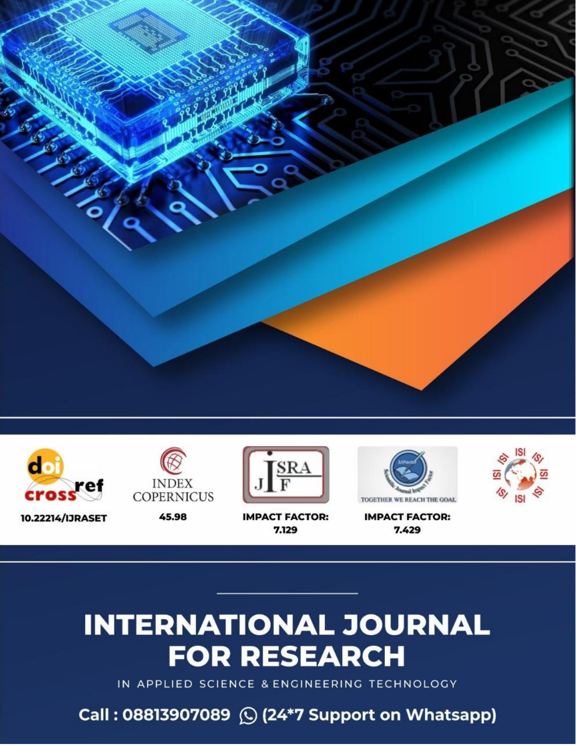10.22214/IJRASET

45.98

IMPACT FACTOR: 7.129

IMPACT FACTOR: 7.429

# INTERNATIONAL JOURNAL FOR RESEARCH

IN APPLIED SCIENCE & ENGINEERING TECHNOLOGY

Call : 08813907089 (24*7 Support on Whatsapp)